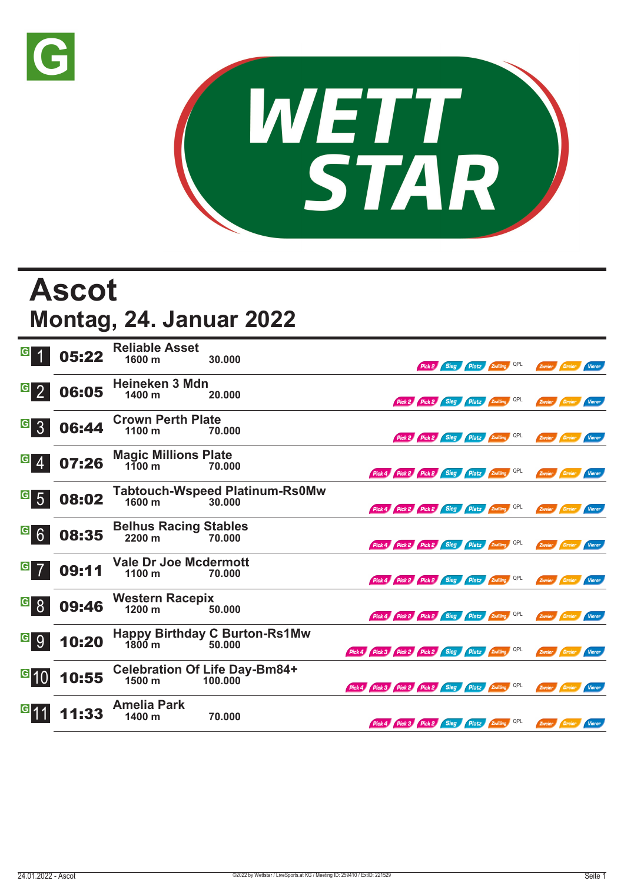G

WETT STAR

# Ascot

## Montag, 24. Januar 2022

| Nr. | Zeit | Rennen | Distanz | Preisgeld | Wetten |
|---|---|---|---|---|---|
| 1 | 05:22 | Reliable Asset | 1600 m | 30.000 | Pick 2, Sieg, Platz, Zwilling, QPL, Zweier, Dreier, Vierer |
| 2 | 06:05 | Heineken 3 Mdn | 1400 m | 20.000 | Pick 2, Pick 2, Sieg, Platz, Zwilling, QPL, Zweier, Dreier, Vierer |
| 3 | 06:44 | Crown Perth Plate | 1100 m | 70.000 | Pick 2, Pick 2, Sieg, Platz, Zwilling, QPL, Zweier, Dreier, Vierer |
| 4 | 07:26 | Magic Millions Plate | 1100 m | 70.000 | Pick 4, Pick 2, Pick 2, Sieg, Platz, Zwilling, QPL, Zweier, Dreier, Vierer |
| 5 | 08:02 | Tabtouch-Wspeed Platinum-Rs0Mw | 1600 m | 30.000 | Pick 4, Pick 2, Pick 2, Sieg, Platz, Zwilling, QPL, Zweier, Dreier, Vierer |
| 6 | 08:35 | Belhus Racing Stables | 2200 m | 70.000 | Pick 4, Pick 2, Pick 2, Sieg, Platz, Zwilling, QPL, Zweier, Dreier, Vierer |
| 7 | 09:11 | Vale Dr Joe Mcdermott | 1100 m | 70.000 | Pick 4, Pick 2, Pick 2, Sieg, Platz, Zwilling, QPL, Zweier, Dreier, Vierer |
| 8 | 09:46 | Western Racepix | 1200 m | 50.000 | Pick 4, Pick 2, Pick 2, Sieg, Platz, Zwilling, QPL, Zweier, Dreier, Vierer |
| 9 | 10:20 | Happy Birthday C Burton-Rs1Mw | 1800 m | 50.000 | Pick 4, Pick 3, Pick 2, Pick 2, Sieg, Platz, Zwilling, QPL, Zweier, Dreier, Vierer |
| 10 | 10:55 | Celebration Of Life Day-Bm84+ | 1500 m | 100.000 | Pick 4, Pick 3, Pick 2, Pick 2, Sieg, Platz, Zwilling, QPL, Zweier, Dreier, Vierer |
| 11 | 11:33 | Amelia Park | 1400 m | 70.000 | Pick 4, Pick 3, Pick 2, Sieg, Platz, Zwilling, QPL, Zweier, Dreier, Vierer |

©2022 by Wettstar / LiveSports.at KG / Meeting ID: 259410 / ExtID: 221529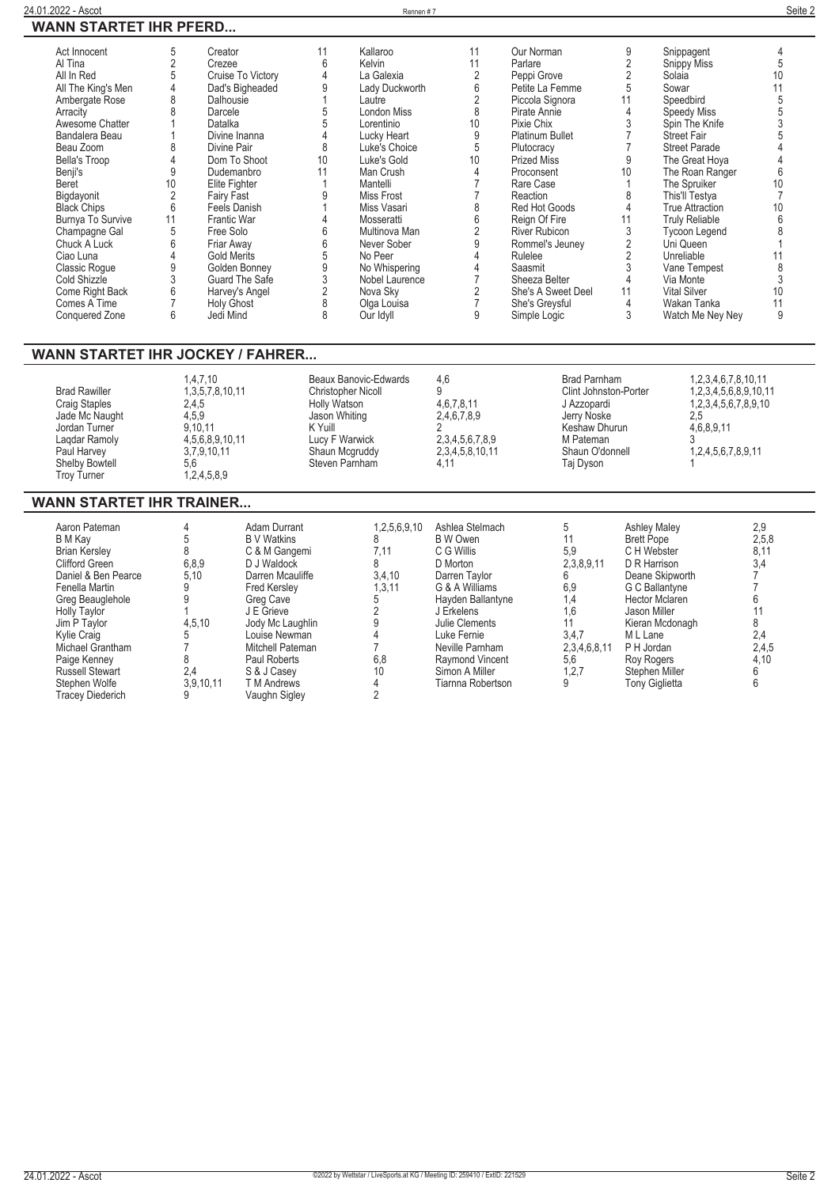## WANN STARTET IHR PFERD...

| Pferd | Rennen | Pferd | Rennen | Pferd | Rennen | Pferd | Rennen | Pferd | Rennen |
|---|---|---|---|---|---|---|---|---|---|
| Act Innocent | 5 | Creator | 11 | Kallaroo | 11 | Our Norman | 9 | Snippagent | 4 |
| Al Tina | 2 | Crezee | 6 | Kelvin | 11 | Parlare | 2 | Snippy Miss | 5 |
| All In Red | 5 | Cruise To Victory | 4 | La Galexia | 2 | Peppi Grove | 2 | Solaia | 10 |
| All The King's Men | 4 | Dad's Bigheaded | 9 | Lady Duckworth | 6 | Petite La Femme | 5 | Sowar | 11 |
| Ambergate Rose | 8 | Dalhousie | 1 | Lautre | 2 | Piccola Signora | 11 | Speedbird | 5 |
| Arracity | 8 | Darcele | 5 | London Miss | 8 | Pirate Annie | 4 | Speedy Miss | 5 |
| Awesome Chatter | 1 | Datalka | 5 | Lorentinio | 10 | Pixie Chix | 3 | Spin The Knife | 3 |
| Bandalera Beau | 1 | Divine Inanna | 4 | Lucky Heart | 9 | Platinum Bullet | 7 | Street Fair | 5 |
| Beau Zoom | 8 | Divine Pair | 8 | Luke's Choice | 5 | Plutocracy | 7 | Street Parade | 4 |
| Bella's Troop | 4 | Dom To Shoot | 10 | Luke's Gold | 10 | Prized Miss | 9 | The Great Hoya | 4 |
| Benji's | 9 | Dudemanbro | 11 | Man Crush | 4 | Proconsent | 10 | The Roan Ranger | 6 |
| Beret | 10 | Elite Fighter | 1 | Mantelli | 7 | Rare Case | 1 | The Spruiker | 10 |
| Bigdayonit | 2 | Fairy Fast | 9 | Miss Frost | 7 | Reaction | 8 | This'll Testya | 7 |
| Black Chips | 6 | Feels Danish | 1 | Miss Vasari | 8 | Red Hot Goods | 4 | True Attraction | 10 |
| Burnya To Survive | 11 | Frantic War | 4 | Mosseratti | 6 | Reign Of Fire | 11 | Truly Reliable | 6 |
| Champagne Gal | 5 | Free Solo | 6 | Multinova Man | 2 | River Rubicon | 3 | Tycoon Legend | 8 |
| Chuck A Luck | 6 | Friar Away | 6 | Never Sober | 9 | Rommel's Jeuney | 2 | Uni Queen | 1 |
| Ciao Luna | 4 | Gold Merits | 5 | No Peer | 4 | Rulelee | 2 | Unreliable | 11 |
| Classic Rogue | 9 | Golden Bonney | 9 | No Whispering | 4 | Saasmit | 3 | Vane Tempest | 8 |
| Cold Shizzle | 3 | Guard The Safe | 3 | Nobel Laurence | 7 | Sheeza Belter | 4 | Via Monte | 3 |
| Come Right Back | 6 | Harvey's Angel | 2 | Nova Sky | 2 | She's A Sweet Deel | 11 | Vital Silver | 10 |
| Comes A Time | 7 | Holy Ghost | 8 | Olga Louisa | 7 | She's Greysful | 4 | Wakan Tanka | 11 |
| Conquered Zone | 6 | Jedi Mind | 8 | Our Idyll | 9 | Simple Logic | 3 | Watch Me Ney Ney | 9 |

## WANN STARTET IHR JOCKEY / FAHRER...

| Jockey | Rennen | Jockey | Rennen | Jockey | Rennen |
|---|---|---|---|---|---|
| | 1,4,7,10 | Beaux Banovic-Edwards | 4,6 | Brad Parnham | 1,2,3,4,6,7,8,10,11 |
| Brad Rawiller | 1,3,5,7,8,10,11 | Christopher Nicoll | 9 | Clint Johnston-Porter | 1,2,3,4,5,6,8,9,10,11 |
| Craig Staples | 2,4,5 | Holly Watson | 4,6,7,8,11 | J Azzopardi | 1,2,3,4,5,6,7,8,9,10 |
| Jade Mc Naught | 4,5,9 | Jason Whiting | 2,4,6,7,8,9 | Jerry Noske | 2,5 |
| Jordan Turner | 9,10,11 | K Yuill | 2 | Keshaw Dhurun | 4,6,8,9,11 |
| Laqdar Ramoly | 4,5,6,8,9,10,11 | Lucy F Warwick | 2,3,4,5,6,7,8,9 | M Pateman | 3 |
| Paul Harvey | 3,7,9,10,11 | Shaun Mcgruddy | 2,3,4,5,8,10,11 | Shaun O'donnell | 1,2,4,5,6,7,8,9,11 |
| Shelby Bowtell | 5,6 | Steven Parnham | 4,11 | Taj Dyson | 1 |
| Troy Turner | 1,2,4,5,8,9 | | | | |

## WANN STARTET IHR TRAINER...

| Trainer | Rennen | Trainer | Rennen | Trainer | Rennen | Trainer | Rennen |
|---|---|---|---|---|---|---|---|
| Aaron Pateman | 4 | Adam Durrant | 1,2,5,6,9,10 | Ashlea Stelmach | 5 | Ashley Maley | 2,9 |
| B M Kay | 5 | B V Watkins | 8 | B W Owen | 11 | Brett Pope | 2,5,8 |
| Brian Kersley | 8 | C & M Gangemi | 7,11 | C G Willis | 5,9 | C H Webster | 8,11 |
| Clifford Green | 6,8,9 | D J Waldock | 8 | D Morton | 2,3,8,9,11 | D R Harrison | 3,4 |
| Daniel & Ben Pearce | 5,10 | Darren Mcauliffe | 3,4,10 | Darren Taylor | 6 | Deane Skipworth | 7 |
| Fenella Martin | 9 | Fred Kersley | 1,3,11 | G & A Williams | 6,9 | G C Ballantyne | 7 |
| Greg Beauglehole | 9 | Greg Cave | 5 | Hayden Ballantyne | 1,4 | Hector Mclaren | 6 |
| Holly Taylor | 1 | J E Grieve | 2 | J Erkelens | 1,6 | Jason Miller | 11 |
| Jim P Taylor | 4,5,10 | Jody Mc Laughlin | 9 | Julie Clements | 11 | Kieran Mcdonagh | 8 |
| Kylie Craig | 5 | Louise Newman | 4 | Luke Fernie | 3,4,7 | M L Lane | 2,4 |
| Michael Grantham | 7 | Mitchell Pateman | 7 | Neville Parnham | 2,3,4,6,8,11 | P H Jordan | 2,4,5 |
| Paige Kenney | 8 | Paul Roberts | 6,8 | Raymond Vincent | 5,6 | Roy Rogers | 4,10 |
| Russell Stewart | 2,4 | S & J Casey | 10 | Simon A Miller | 1,2,7 | Stephen Miller | 6 |
| Stephen Wolfe | 3,9,10,11 | T M Andrews | 4 | Tiarnna Robertson | 9 | Tony Giglietta | 6 |
| Tracey Diederich | 9 | Vaughn Sigley | 2 | | | | |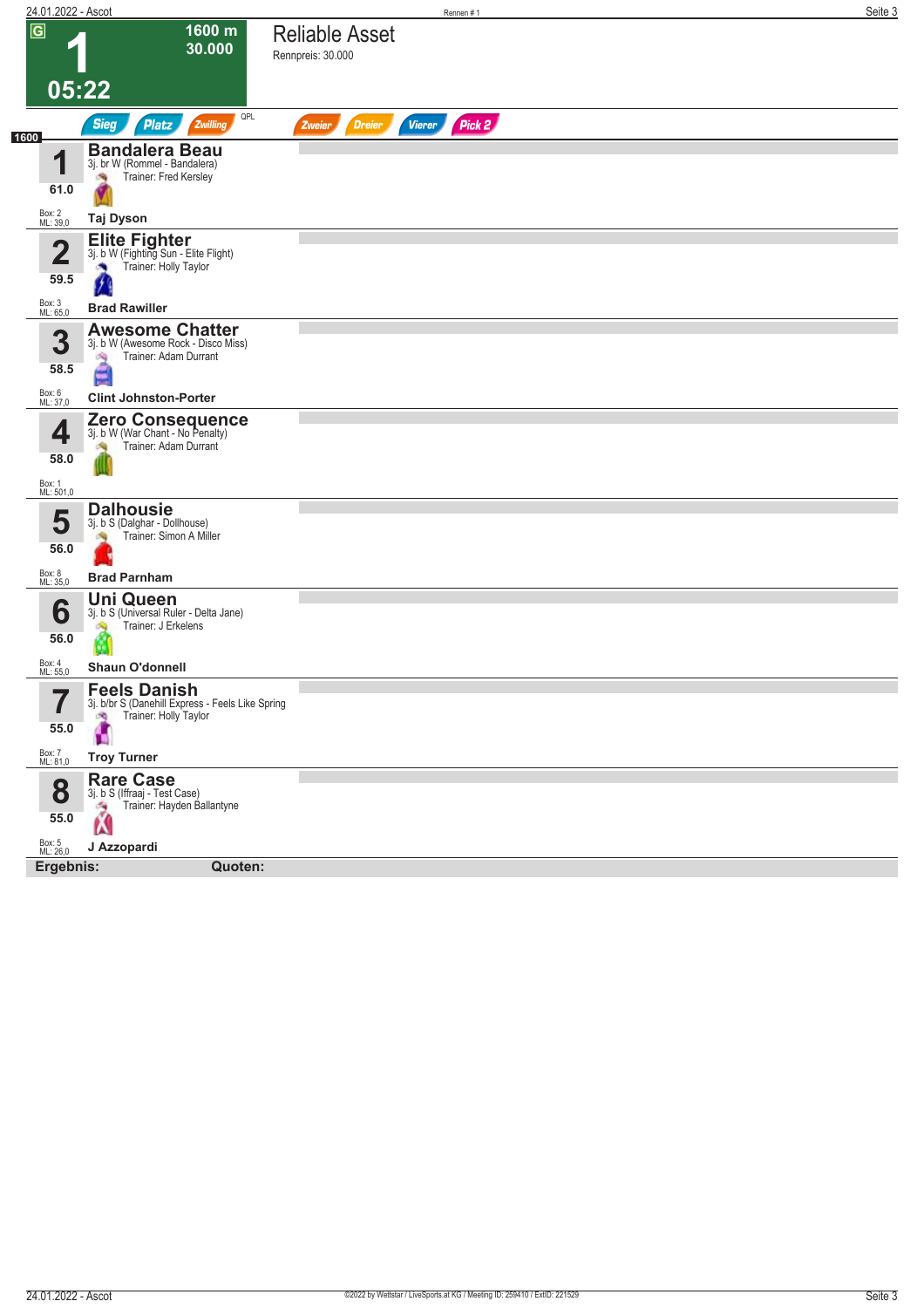# 1 — Reliable Asset

**1600 m** | **30.000** | **05:22**

Rennpreis: 30.000

Sieg | Platz | Zwilling | QPL | Zweier | Dreier | Vierer | Pick 2

**1600**

| Nr. | Pferd | Gewicht | Box / ML | Jockey |
|---|---|---|---|---|
| 1 | **Bandalera Beau** — 3j. br W (Rommel - Bandalera) — Trainer: Fred Kersley | 61.0 | Box: 2, ML: 39,0 | Taj Dyson |
| 2 | **Elite Fighter** — 3j. b W (Fighting Sun - Elite Flight) — Trainer: Holly Taylor | 59.5 | Box: 3, ML: 65,0 | Brad Rawiller |
| 3 | **Awesome Chatter** — 3j. b W (Awesome Rock - Disco Miss) — Trainer: Adam Durrant | 58.5 | Box: 6, ML: 37,0 | Clint Johnston-Porter |
| 4 | **Zero Consequence** — 3j. b W (War Chant - No Penalty) — Trainer: Adam Durrant | 58.0 | Box: 1, ML: 501,0 | |
| 5 | **Dalhousie** — 3j. b S (Dalghar - Dollhouse) — Trainer: Simon A Miller | 56.0 | Box: 8, ML: 35,0 | Brad Parnham |
| 6 | **Uni Queen** — 3j. b S (Universal Ruler - Delta Jane) — Trainer: J Erkelens | 56.0 | Box: 4, ML: 55,0 | Shaun O'donnell |
| 7 | **Feels Danish** — 3j. b/br S (Danehill Express - Feels Like Spring) — Trainer: Holly Taylor | 55.0 | Box: 7, ML: 81,0 | Troy Turner |
| 8 | **Rare Case** — 3j. b S (Iffraaj - Test Case) — Trainer: Hayden Ballantyne | 55.0 | Box: 5, ML: 26,0 | J Azzopardi |

**Ergebnis:** **Quoten:**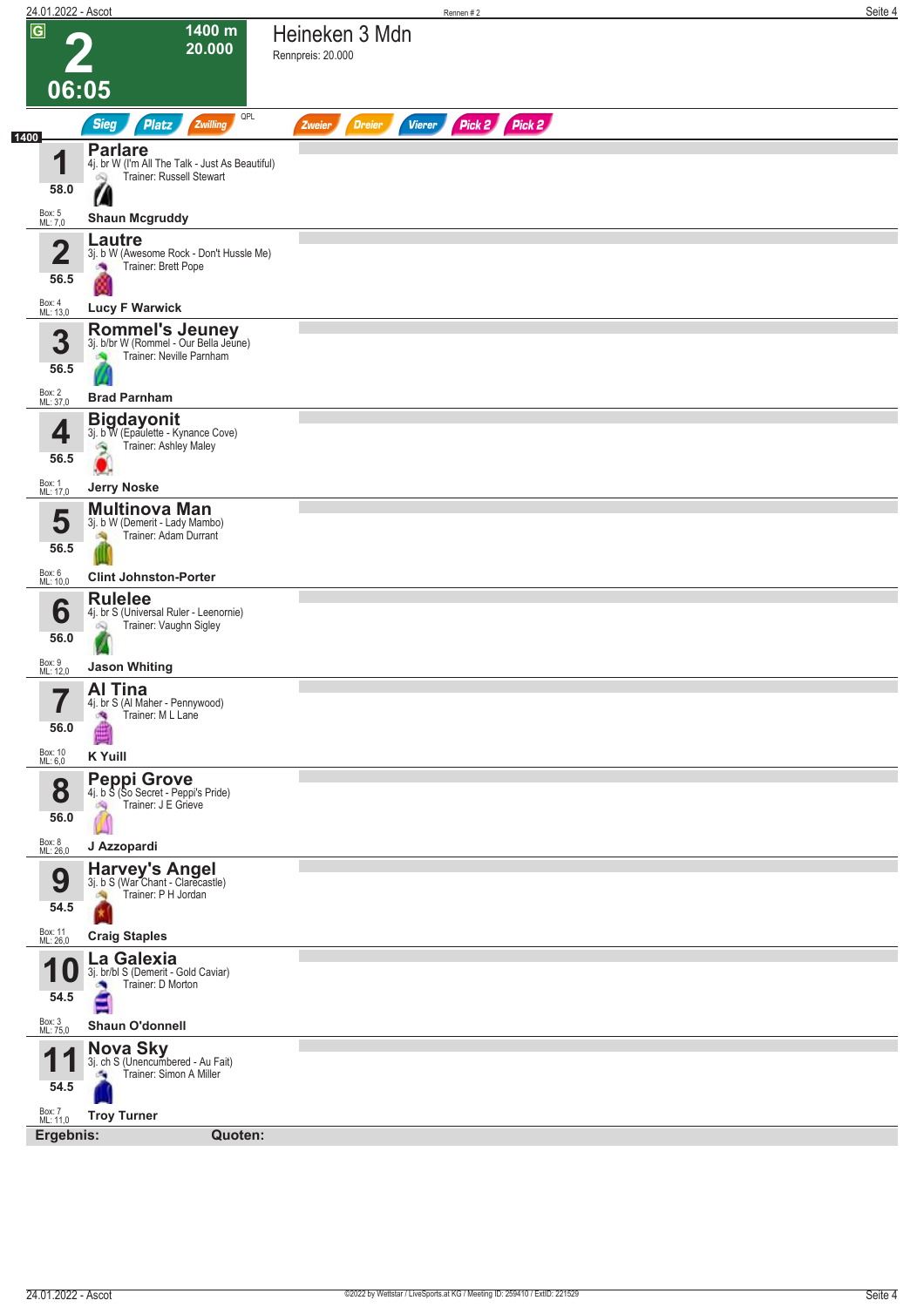# 2

**06:05** — 1400 m — 20.000

## Heineken 3 Mdn

Rennpreis: 20.000

Sieg | Platz | Zwilling | QPL | Zweier | Dreier | Vierer | Pick 2 | Pick 2

1400

| Nr. | Gewicht | Pferd | Abstammung | Trainer | Jockey | Box | ML |
|---|---|---|---|---|---|---|---|
| 1 | 58.0 | **Parlare** | 4j. br W (I'm All The Talk - Just As Beautiful) | Russell Stewart | Shaun Mcgruddy | 5 | 7,0 |
| 2 | 56.5 | **Lautre** | 3j. b W (Awesome Rock - Don't Hussle Me) | Brett Pope | Lucy F Warwick | 4 | 13,0 |
| 3 | 56.5 | **Rommel's Jeuney** | 3j. b/br W (Rommel - Our Bella Jeune) | Neville Parnham | Brad Parnham | 2 | 37,0 |
| 4 | 56.5 | **Bigdayonit** | 3j. b W (Epaulette - Kynance Cove) | Ashley Maley | Jerry Noske | 1 | 17,0 |
| 5 | 56.5 | **Multinova Man** | 3j. b W (Demerit - Lady Mambo) | Adam Durrant | Clint Johnston-Porter | 6 | 10,0 |
| 6 | 56.0 | **Rulelee** | 4j. br S (Universal Ruler - Leenornie) | Vaughn Sigley | Jason Whiting | 9 | 12,0 |
| 7 | 56.0 | **Al Tina** | 4j. br S (Al Maher - Pennywood) | M L Lane | K Yuill | 10 | 6,0 |
| 8 | 56.0 | **Peppi Grove** | 4j. b S (So Secret - Peppi's Pride) | J E Grieve | J Azzopardi | 8 | 26,0 |
| 9 | 54.5 | **Harvey's Angel** | 3j. b S (War Chant - Clarecastle) | P H Jordan | Craig Staples | 11 | 26,0 |
| 10 | 54.5 | **La Galexia** | 3j. br/bl S (Demerit - Gold Caviar) | D Morton | Shaun O'donnell | 3 | 75,0 |
| 11 | 54.5 | **Nova Sky** | 3j. ch S (Unencumbered - Au Fait) | Simon A Miller | Troy Turner | 7 | 11,0 |

**Ergebnis:** **Quoten:**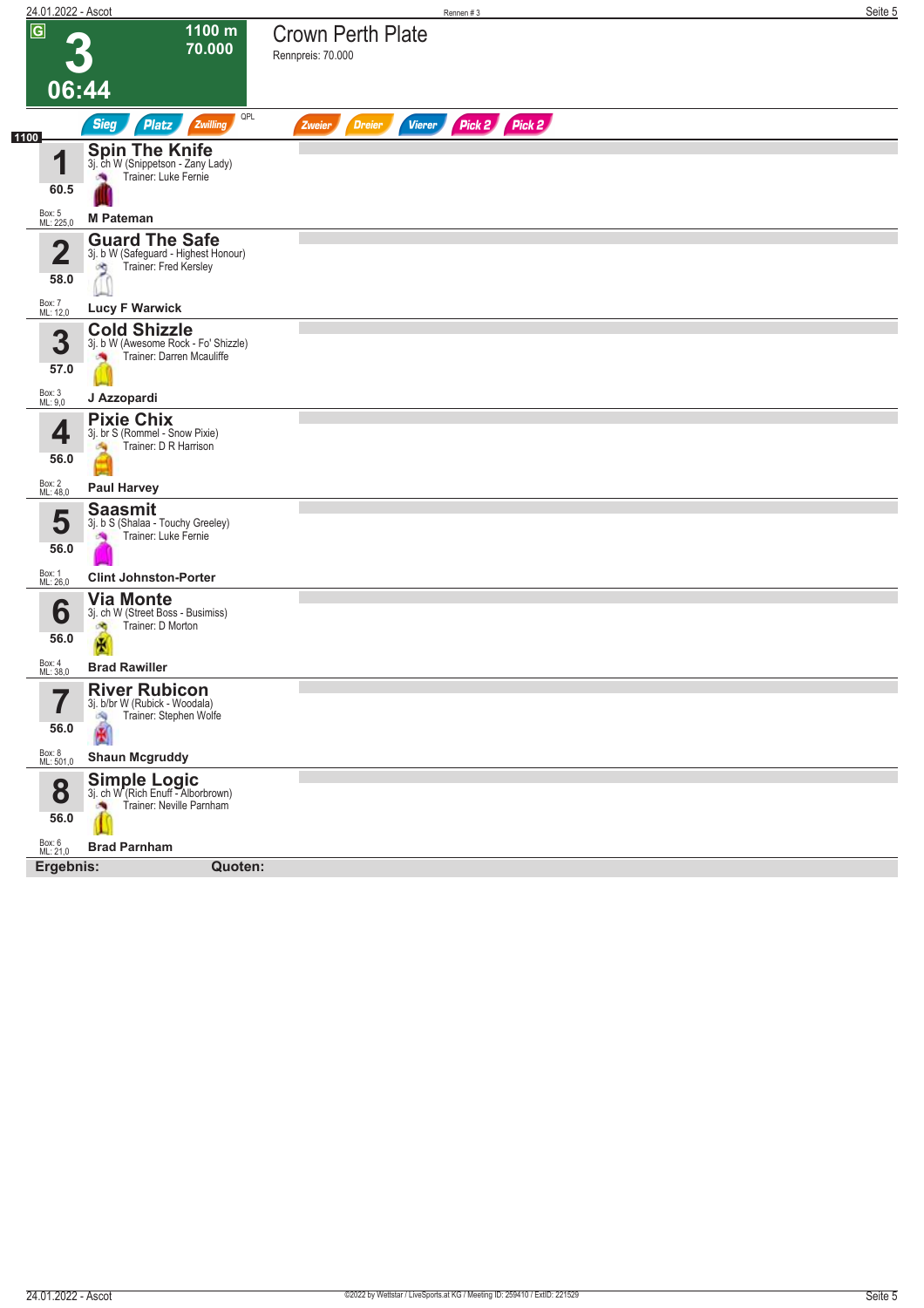# 3 — Crown Perth Plate

**G** | 1100 m | 70.000 | 06:44

Rennpreis: 70.000

Sieg | Platz | Zwilling | QPL | Zweier | Dreier | Vierer | Pick 2 | Pick 2

**1100**

| Nr. | Gewicht | Pferd | Abstammung | Trainer | Jockey | Box | ML |
|---|---|---|---|---|---|---|---|
| 1 | 60.5 | **Spin The Knife** | 3j. ch W (Snippetson - Zany Lady) | Luke Fernie | **M Pateman** | 5 | 225,0 |
| 2 | 58.0 | **Guard The Safe** | 3j. b W (Safeguard - Highest Honour) | Fred Kersley | **Lucy F Warwick** | 7 | 12,0 |
| 3 | 57.0 | **Cold Shizzle** | 3j. b W (Awesome Rock - Fo' Shizzle) | Darren Mcauliffe | **J Azzopardi** | 3 | 9,0 |
| 4 | 56.0 | **Pixie Chix** | 3j. br S (Rommel - Snow Pixie) | D R Harrison | **Paul Harvey** | 2 | 48,0 |
| 5 | 56.0 | **Saasmit** | 3j. b S (Shalaa - Touchy Greeley) | Luke Fernie | **Clint Johnston-Porter** | 1 | 26,0 |
| 6 | 56.0 | **Via Monte** | 3j. ch W (Street Boss - Busimiss) | D Morton | **Brad Rawiller** | 4 | 38,0 |
| 7 | 56.0 | **River Rubicon** | 3j. b/br W (Rubick - Woodala) | Stephen Wolfe | **Shaun Mcgruddy** | 8 | 501,0 |
| 8 | 56.0 | **Simple Logic** | 3j. ch W (Rich Enuff - Alborbrown) | Neville Parnham | **Brad Parnham** | 6 | 21,0 |

**Ergebnis:** **Quoten:**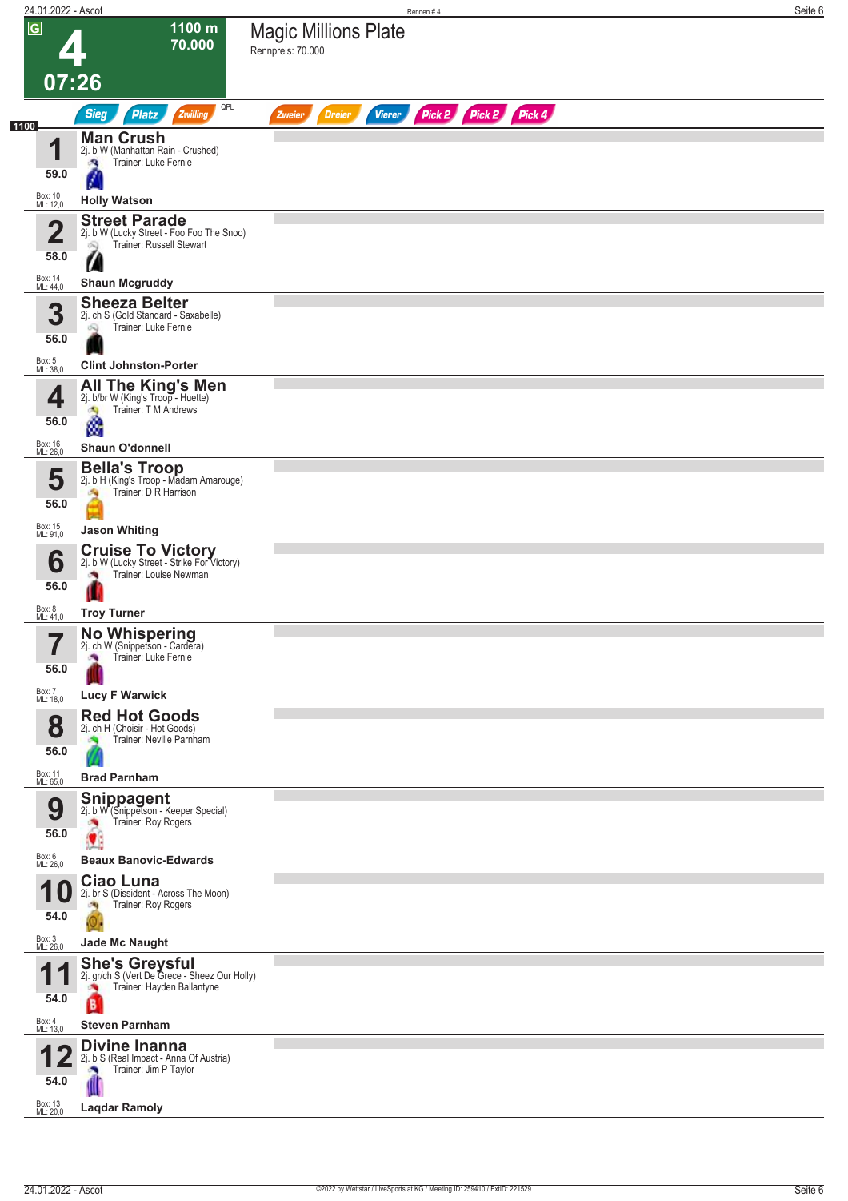# 4

**1100 m**
**70.000**

**07:26**

## Magic Millions Plate

Rennpreis: 70.000

Sieg | Platz | Zwilling | QPL | Zweier | Dreier | Vierer | Pick 2 | Pick 2 | Pick 4

1100

| Nr. | Pferd | Abstammung | Trainer | Jockey | Gewicht | Box | ML |
|---|---|---|---|---|---|---|---|
| 1 | **Man Crush** | 2j. b W (Manhattan Rain - Crushed) | Luke Fernie | **Holly Watson** | 59.0 | 10 | 12,0 |
| 2 | **Street Parade** | 2j. b W (Lucky Street - Foo Foo The Snoo) | Russell Stewart | **Shaun Mcgruddy** | 58.0 | 14 | 44,0 |
| 3 | **Sheeza Belter** | 2j. ch S (Gold Standard - Saxabelle) | Luke Fernie | **Clint Johnston-Porter** | 56.0 | 5 | 38,0 |
| 4 | **All The King's Men** | 2j. b/br W (King's Troop - Huette) | T M Andrews | **Shaun O'donnell** | 56.0 | 16 | 26,0 |
| 5 | **Bella's Troop** | 2j. b H (King's Troop - Madam Amarouge) | D R Harrison | **Jason Whiting** | 56.0 | 15 | 91,0 |
| 6 | **Cruise To Victory** | 2j. b W (Lucky Street - Strike For Victory) | Louise Newman | **Troy Turner** | 56.0 | 8 | 41,0 |
| 7 | **No Whispering** | 2j. ch W (Snippetson - Cardera) | Luke Fernie | **Lucy F Warwick** | 56.0 | 7 | 18,0 |
| 8 | **Red Hot Goods** | 2j. ch H (Choisir - Hot Goods) | Neville Parnham | **Brad Parnham** | 56.0 | 11 | 65,0 |
| 9 | **Snippagent** | 2j. b W (Snippetson - Keeper Special) | Roy Rogers | **Beaux Banovic-Edwards** | 56.0 | 6 | 26,0 |
| 10 | **Ciao Luna** | 2j. br S (Dissident - Across The Moon) | Roy Rogers | **Jade Mc Naught** | 54.0 | 3 | 26,0 |
| 11 | **She's Greysful** | 2j. gr/ch S (Vert De Grece - Sheez Our Holly) | Hayden Ballantyne | **Steven Parnham** | 54.0 | 4 | 13,0 |
| 12 | **Divine Inanna** | 2j. b S (Real Impact - Anna Of Austria) | Jim P Taylor | **Laqdar Ramoly** | 54.0 | 13 | 20,0 |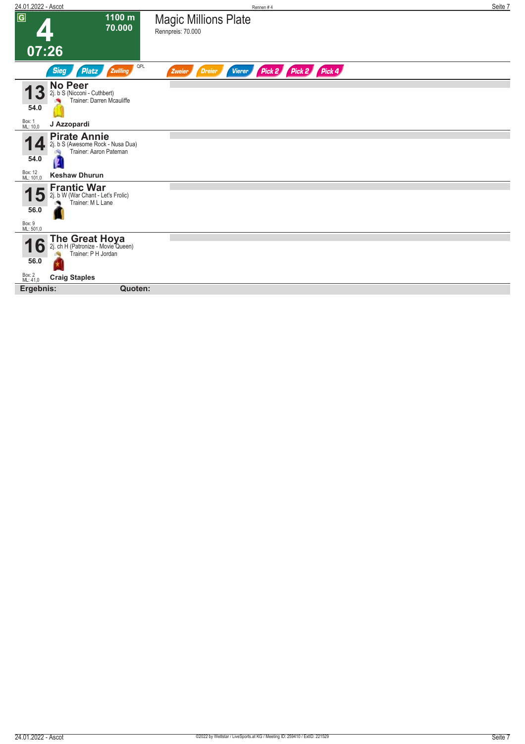# 4 — Magic Millions Plate

**G** | 1100 m | 70.000 | 07:26

Rennpreis: 70.000

Sieg | Platz | Zwilling | QPL | Zweier | Dreier | Vierer | Pick 2 | Pick 2 | Pick 4

| Nr. | Pferd | Details |
|---|---|---|
| **13** (54.0) | **No Peer** | 2j. b S (Nicconi - Cuthbert), Trainer: Darren Mcauliffe, Box: 1, ML: 10,0, **J Azzopardi** |
| **14** (54.0) | **Pirate Annie** | 2j. b S (Awesome Rock - Nusa Dua), Trainer: Aaron Pateman, Box: 12, ML: 101,0, **Keshaw Dhurun** |
| **15** (56.0) | **Frantic War** | 2j. b W (War Chant - Let's Frolic), Trainer: M L Lane, Box: 9, ML: 501,0 |
| **16** (56.0) | **The Great Hoya** | 2j. ch H (Patronize - Movie Queen), Trainer: P H Jordan, Box: 2, ML: 41,0, **Craig Staples** |

**Ergebnis:** **Quoten:**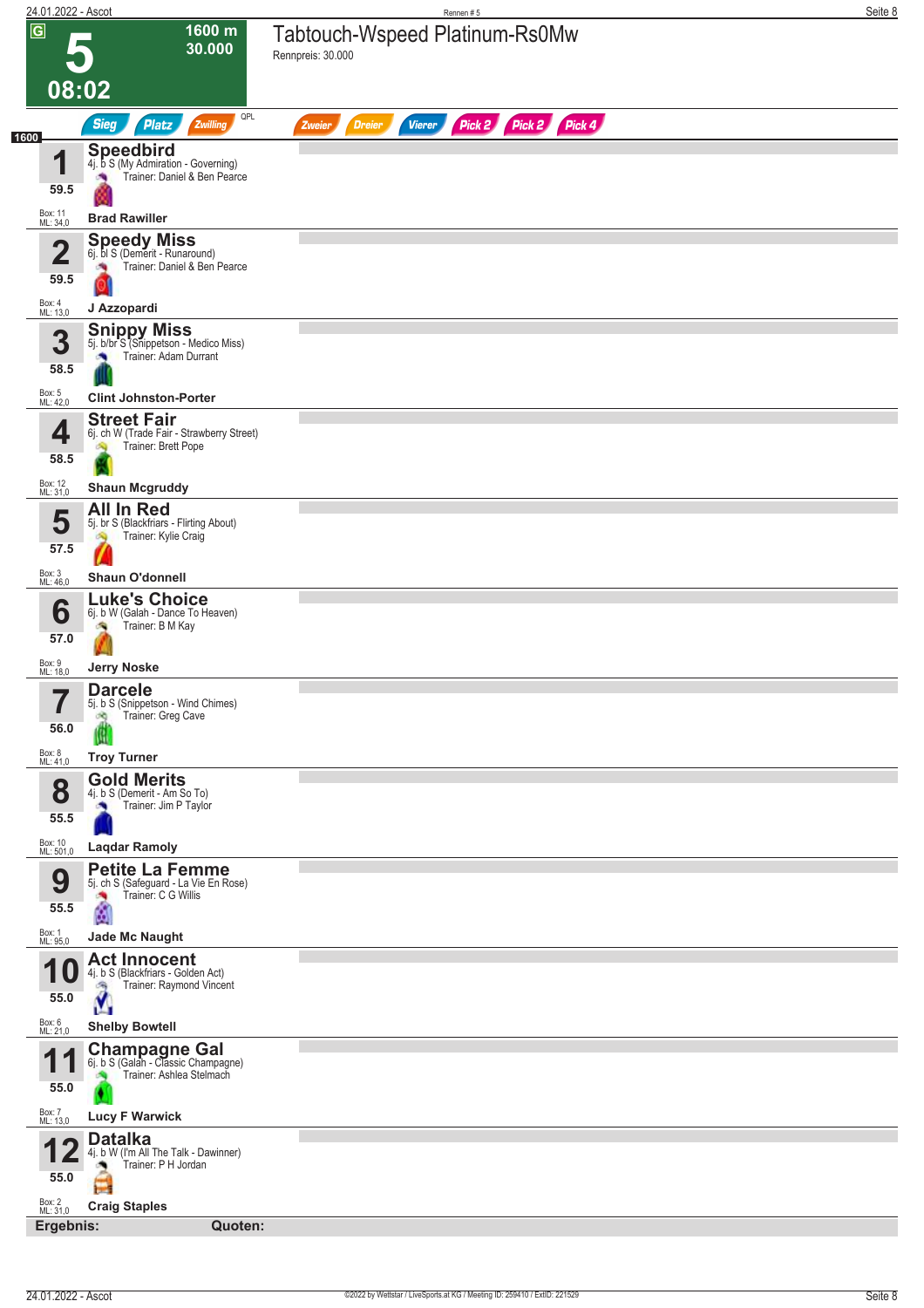# 5 — Tabtouch-Wspeed Platinum-Rs0Mw

**1600 m** | **30.000** | **08:02** | G

Rennpreis: 30.000

Sieg | Platz | Zwilling | QPL | Zweier | Dreier | Vierer | Pick 2 | Pick 2 | Pick 4

**1600**

| Nr. | Gewicht | Pferd | Details | Trainer | Jockey | Box | ML |
|---|---|---|---|---|---|---|---|
| 1 | 59.5 | **Speedbird** | 4j. b S (My Admiration - Governing) | Daniel & Ben Pearce | **Brad Rawiller** | 11 | 34,0 |
| 2 | 59.5 | **Speedy Miss** | 6j. bl S (Demerit - Runaround) | Daniel & Ben Pearce | **J Azzopardi** | 4 | 13,0 |
| 3 | 58.5 | **Snippy Miss** | 5j. b/br S (Snippetson - Medico Miss) | Adam Durrant | **Clint Johnston-Porter** | 5 | 42,0 |
| 4 | 58.5 | **Street Fair** | 6j. ch W (Trade Fair - Strawberry Street) | Brett Pope | **Shaun Mcgruddy** | 12 | 31,0 |
| 5 | 57.5 | **All In Red** | 5j. br S (Blackfriars - Flirting About) | Kylie Craig | **Shaun O'donnell** | 3 | 46,0 |
| 6 | 57.0 | **Luke's Choice** | 6j. b W (Galah - Dance To Heaven) | B M Kay | **Jerry Noske** | 9 | 18,0 |
| 7 | 56.0 | **Darcele** | 5j. b S (Snippetson - Wind Chimes) | Greg Cave | **Troy Turner** | 8 | 41,0 |
| 8 | 55.5 | **Gold Merits** | 4j. b S (Demerit - Am So To) | Jim P Taylor | **Laqdar Ramoly** | 10 | 501,0 |
| 9 | 55.5 | **Petite La Femme** | 5j. ch S (Safeguard - La Vie En Rose) | C G Willis | **Jade Mc Naught** | 1 | 95,0 |
| 10 | 55.0 | **Act Innocent** | 4j. b S (Blackfriars - Golden Act) | Raymond Vincent | **Shelby Bowtell** | 6 | 21,0 |
| 11 | 55.0 | **Champagne Gal** | 6j. b S (Galah - Classic Champagne) | Ashlea Stelmach | **Lucy F Warwick** | 7 | 13,0 |
| 12 | 55.0 | **Datalka** | 4j. b W (I'm All The Talk - Dawinner) | P H Jordan | **Craig Staples** | 2 | 31,0 |

**Ergebnis:** | **Quoten:**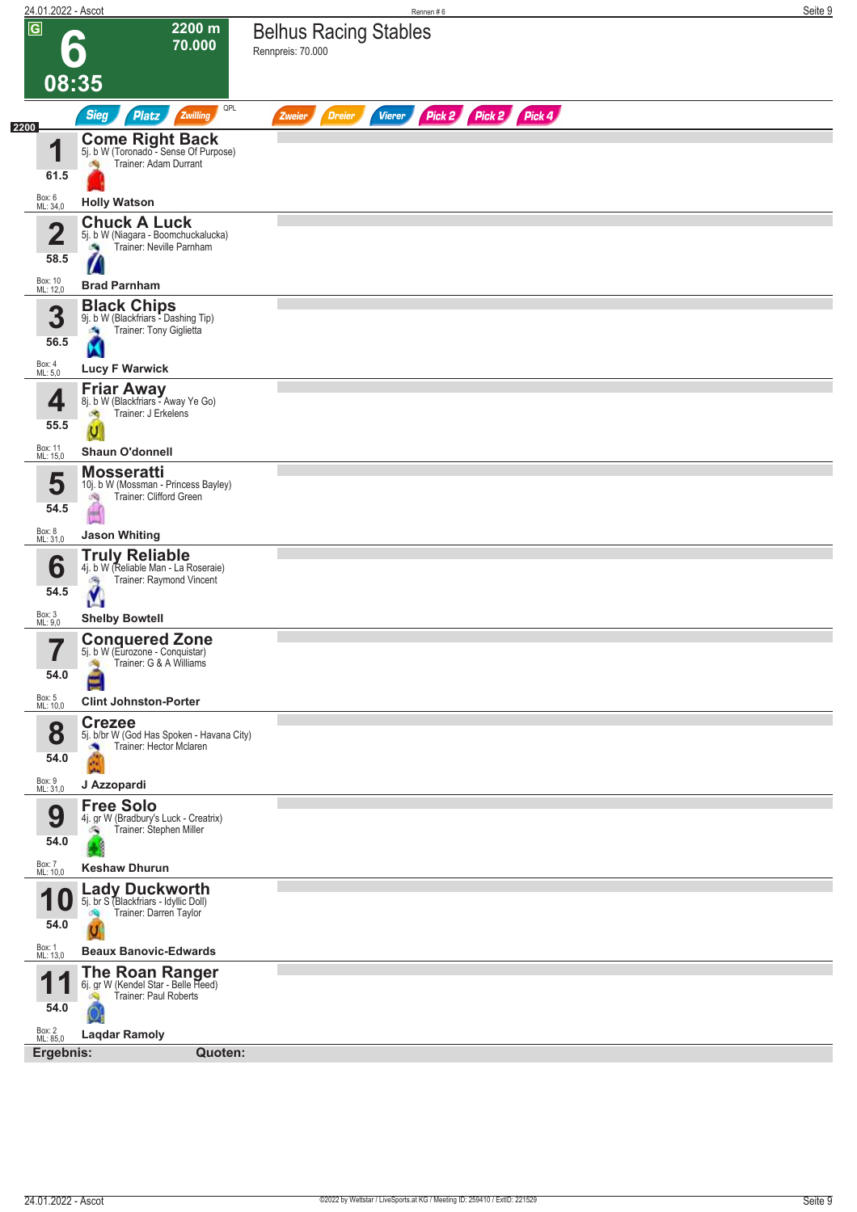# Rennen # 6

**G** **6** 08:35 — 2200 m — 70.000

## Belhus Racing Stables

Rennpreis: 70.000

Sieg | Platz | Zwilling | QPL | Zweier | Dreier | Vierer | Pick 2 | Pick 2 | Pick 4

2200

| Nr. | Pferd | Gewicht | Box | ML | Jockey |
|---|---|---|---|---|---|
| 1 | **Come Right Back** 5j. b W (Toronado - Sense Of Purpose) Trainer: Adam Durrant | 61.5 | 6 | 34,0 | Holly Watson |
| 2 | **Chuck A Luck** 5j. b W (Niagara - Boomchuckalucka) Trainer: Neville Parnham | 58.5 | 10 | 12,0 | Brad Parnham |
| 3 | **Black Chips** 9j. b W (Blackfriars - Dashing Tip) Trainer: Tony Giglietta | 56.5 | 4 | 5,0 | Lucy F Warwick |
| 4 | **Friar Away** 8j. b W (Blackfriars - Away Ye Go) Trainer: J Erkelens | 55.5 | 11 | 15,0 | Shaun O'donnell |
| 5 | **Mosseratti** 10j. b W (Mossman - Princess Bayley) Trainer: Clifford Green | 54.5 | 8 | 31,0 | Jason Whiting |
| 6 | **Truly Reliable** 4j. b W (Reliable Man - La Roseraie) Trainer: Raymond Vincent | 54.5 | 3 | 9,0 | Shelby Bowtell |
| 7 | **Conquered Zone** 5j. b W (Eurozone - Conquistar) Trainer: G & A Williams | 54.0 | 5 | 10,0 | Clint Johnston-Porter |
| 8 | **Crezee** 5j. b/br W (God Has Spoken - Havana City) Trainer: Hector Mclaren | 54.0 | 9 | 31,0 | J Azzopardi |
| 9 | **Free Solo** 4j. gr W (Bradbury's Luck - Creatrix) Trainer: Stephen Miller | 54.0 | 7 | 10,0 | Keshaw Dhurun |
| 10 | **Lady Duckworth** 5j. br S (Blackfriars - Idyllic Doll) Trainer: Darren Taylor | 54.0 | 1 | 13,0 | Beaux Banovic-Edwards |
| 11 | **The Roan Ranger** 6j. gr W (Kendel Star - Belle Reed) Trainer: Paul Roberts | 54.0 | 2 | 85,0 | Laqdar Ramoly |

**Ergebnis:** **Quoten:**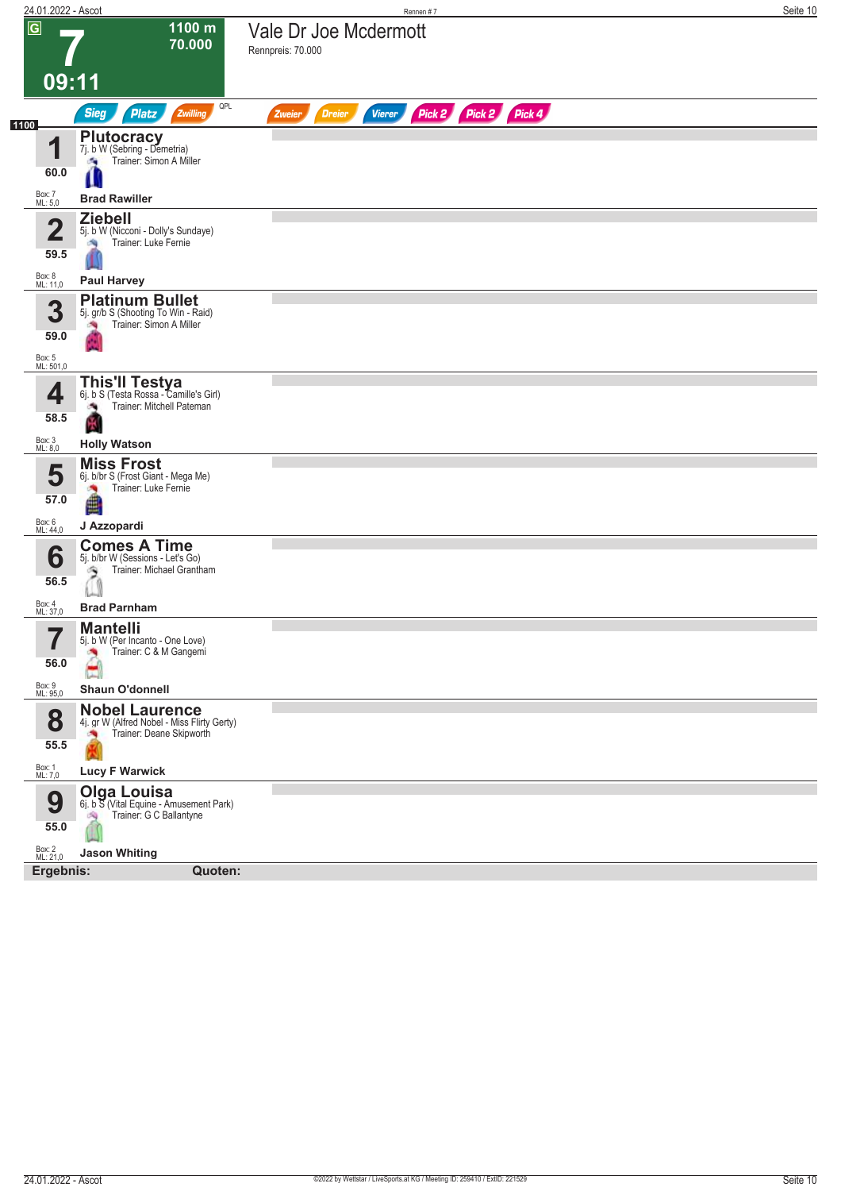# 7 — Vale Dr Joe Mcdermott

**G** | 1100 m | 70.000 | 09:11

Rennpreis: 70.000

Sieg | Platz | Zwilling | QPL | Zweier | Dreier | Vierer | Pick 2 | Pick 2 | Pick 4

**1100**

| Nr. | Pferd | Details | Trainer | Gewicht | Box | ML | Jockey |
|---|---|---|---|---|---|---|---|
| 1 | **Plutocracy** | 7j. b W (Sebring - Demetria) | Simon A Miller | 60.0 | 7 | 5,0 | Brad Rawiller |
| 2 | **Ziebell** | 5j. b W (Nicconi - Dolly's Sundaye) | Luke Fernie | 59.5 | 8 | 11,0 | Paul Harvey |
| 3 | **Platinum Bullet** | 5j. gr/b S (Shooting To Win - Raid) | Simon A Miller | 59.0 | 5 | 501,0 | |
| 4 | **This'll Testya** | 6j. b S (Testa Rossa - Camille's Girl) | Mitchell Pateman | 58.5 | 3 | 8,0 | Holly Watson |
| 5 | **Miss Frost** | 6j. b/br S (Frost Giant - Mega Me) | Luke Fernie | 57.0 | 6 | 44,0 | J Azzopardi |
| 6 | **Comes A Time** | 5j. b/br W (Sessions - Let's Go) | Michael Grantham | 56.5 | 4 | 37,0 | Brad Parnham |
| 7 | **Mantelli** | 5j. b W (Per Incanto - One Love) | C & M Gangemi | 56.0 | 9 | 95,0 | Shaun O'donnell |
| 8 | **Nobel Laurence** | 4j. gr W (Alfred Nobel - Miss Flirty Gerty) | Deane Skipworth | 55.5 | 1 | 7,0 | Lucy F Warwick |
| 9 | **Olga Louisa** | 6j. b S (Vital Equine - Amusement Park) | G C Ballantyne | 55.0 | 2 | 21,0 | Jason Whiting |

**Ergebnis:** **Quoten:**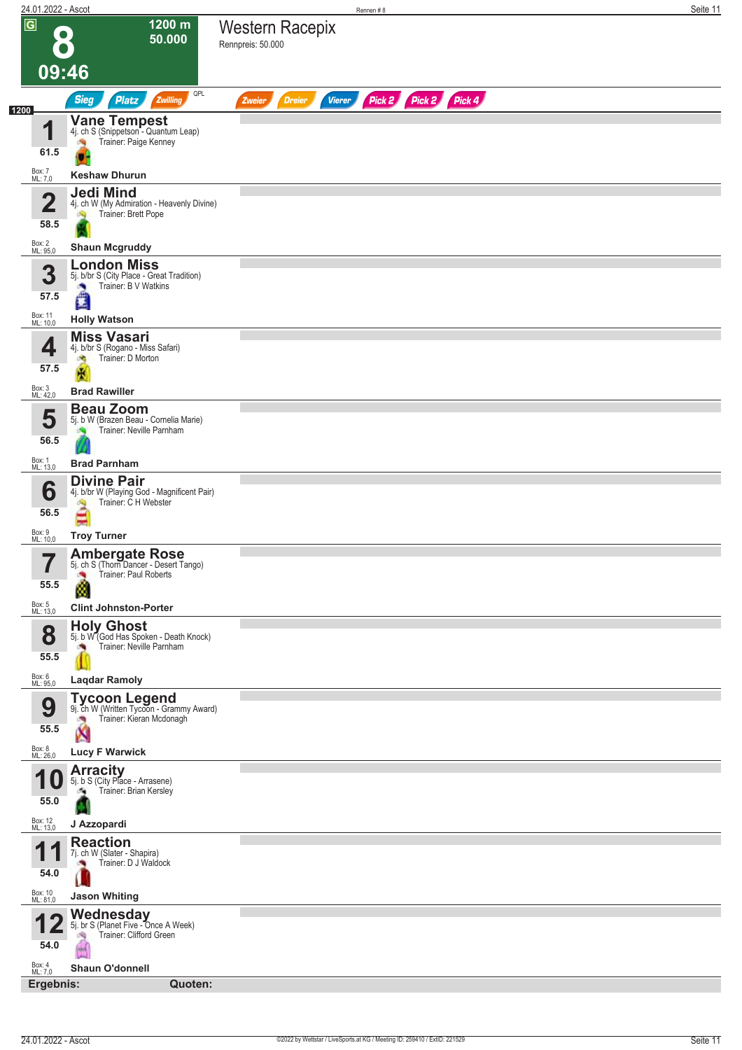# 8 — Western Racepix

G | 1200 m | 50.000 | 09:46

Rennpreis: 50.000

Sieg | Platz | Zwilling | QPL | Zweier | Dreier | Vierer | Pick 2 | Pick 2 | Pick 4

**1200**

| Nr. | Gewicht | Box / ML | Pferd | Abstammung | Trainer | Jockey |
|---|---|---|---|---|---|---|
| 1 | 61.5 | Box: 7, ML: 7,0 | **Vane Tempest** | 4j. ch S (Snippetson - Quantum Leap) | Paige Kenney | Keshaw Dhurun |
| 2 | 58.5 | Box: 2, ML: 95,0 | **Jedi Mind** | 4j. ch W (My Admiration - Heavenly Divine) | Brett Pope | Shaun Mcgruddy |
| 3 | 57.5 | Box: 11, ML: 10,0 | **London Miss** | 5j. b/br S (City Place - Great Tradition) | B V Watkins | Holly Watson |
| 4 | 57.5 | Box: 3, ML: 42,0 | **Miss Vasari** | 4j. b/br S (Rogano - Miss Safari) | D Morton | Brad Rawiller |
| 5 | 56.5 | Box: 1, ML: 13,0 | **Beau Zoom** | 5j. b W (Brazen Beau - Cornelia Marie) | Neville Parnham | Brad Parnham |
| 6 | 56.5 | Box: 9, ML: 10,0 | **Divine Pair** | 4j. b/br W (Playing God - Magnificent Pair) | C H Webster | Troy Turner |
| 7 | 55.5 | Box: 5, ML: 13,0 | **Ambergate Rose** | 5j. ch S (Thorn Dancer - Desert Tango) | Paul Roberts | Clint Johnston-Porter |
| 8 | 55.5 | Box: 6, ML: 95,0 | **Holy Ghost** | 5j. b W (God Has Spoken - Death Knock) | Neville Parnham | Laqdar Ramoly |
| 9 | 55.5 | Box: 8, ML: 26,0 | **Tycoon Legend** | 9j. ch W (Written Tycoon - Grammy Award) | Kieran Mcdonagh | Lucy F Warwick |
| 10 | 55.0 | Box: 12, ML: 13,0 | **Arracity** | 5j. b S (City Place - Arrasene) | Brian Kersley | J Azzopardi |
| 11 | 54.0 | Box: 10, ML: 81,0 | **Reaction** | 7j. ch W (Slater - Shapira) | D J Waldock | Jason Whiting |
| 12 | 54.0 | Box: 4, ML: 7,0 | **Wednesday** | 5j. br S (Planet Five - Once A Week) | Clifford Green | Shaun O'donnell |

**Ergebnis:** **Quoten:**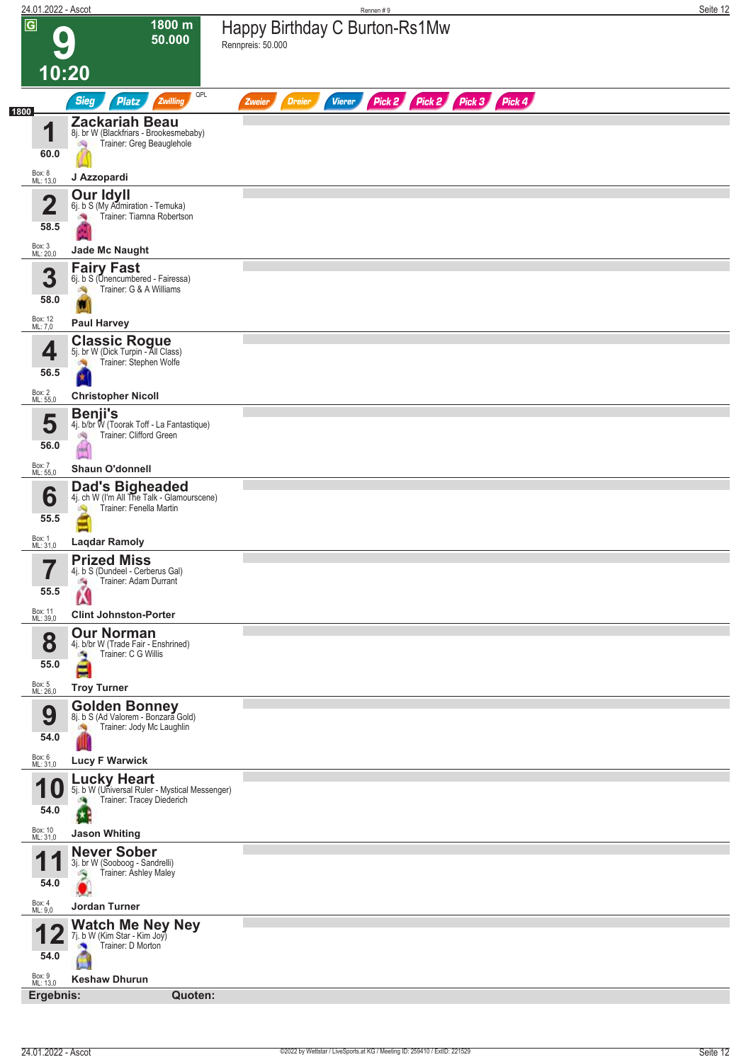# 9 — 10:20

**1800 m — 50.000**

G

## Happy Birthday C Burton-Rs1Mw

Rennpreis: 50.000

Sieg | Platz | Zwilling | QPL | Zweier | Dreier | Vierer | Pick 2 | Pick 2 | Pick 3 | Pick 4

1800

| Nr. | Gewicht | Box / ML | Pferd | Abstammung | Trainer | Jockey |
|---|---|---|---|---|---|---|
| 1 | 60.0 | Box: 8, ML: 13,0 | **Zackariah Beau** | 8j. br W (Blackfriars - Brookesmebaby) | Trainer: Greg Beauglehole | J Azzopardi |
| 2 | 58.5 | Box: 3, ML: 20,0 | **Our Idyll** | 6j. b S (My Admiration - Temuka) | Trainer: Tiarnna Robertson | Jade Mc Naught |
| 3 | 58.0 | Box: 12, ML: 7,0 | **Fairy Fast** | 6j. b S (Unencumbered - Fairessa) | Trainer: G & A Williams | Paul Harvey |
| 4 | 56.5 | Box: 2, ML: 55,0 | **Classic Rogue** | 5j. br W (Dick Turpin - All Class) | Trainer: Stephen Wolfe | Christopher Nicoll |
| 5 | 56.0 | Box: 7, ML: 55,0 | **Benji's** | 4j. b/br W (Toorak Toff - La Fantastique) | Trainer: Clifford Green | Shaun O'donnell |
| 6 | 55.5 | Box: 1, ML: 31,0 | **Dad's Bigheaded** | 4j. ch W (I'm All The Talk - Glamourscene) | Trainer: Fenella Martin | Laqdar Ramoly |
| 7 | 55.5 | Box: 11, ML: 39,0 | **Prized Miss** | 4j. b S (Dundeel - Cerberus Gal) | Trainer: Adam Durrant | Clint Johnston-Porter |
| 8 | 55.0 | Box: 5, ML: 26,0 | **Our Norman** | 4j. b/br W (Trade Fair - Enshrined) | Trainer: C G Willis | Troy Turner |
| 9 | 54.0 | Box: 6, ML: 31,0 | **Golden Bonney** | 8j. b S (Ad Valorem - Bonzara Gold) | Trainer: Jody Mc Laughlin | Lucy F Warwick |
| 10 | 54.0 | Box: 10, ML: 31,0 | **Lucky Heart** | 5j. b W (Universal Ruler - Mystical Messenger) | Trainer: Tracey Diederich | Jason Whiting |
| 11 | 54.0 | Box: 4, ML: 9,0 | **Never Sober** | 3j. br W (Sooboog - Sandrelli) | Trainer: Ashley Maley | Jordan Turner |
| 12 | 54.0 | Box: 9, ML: 13,0 | **Watch Me Ney Ney** | 7j. b W (Kim Star - Kim Joy) | Trainer: D Morton | Keshaw Dhurun |

**Ergebnis:** **Quoten:**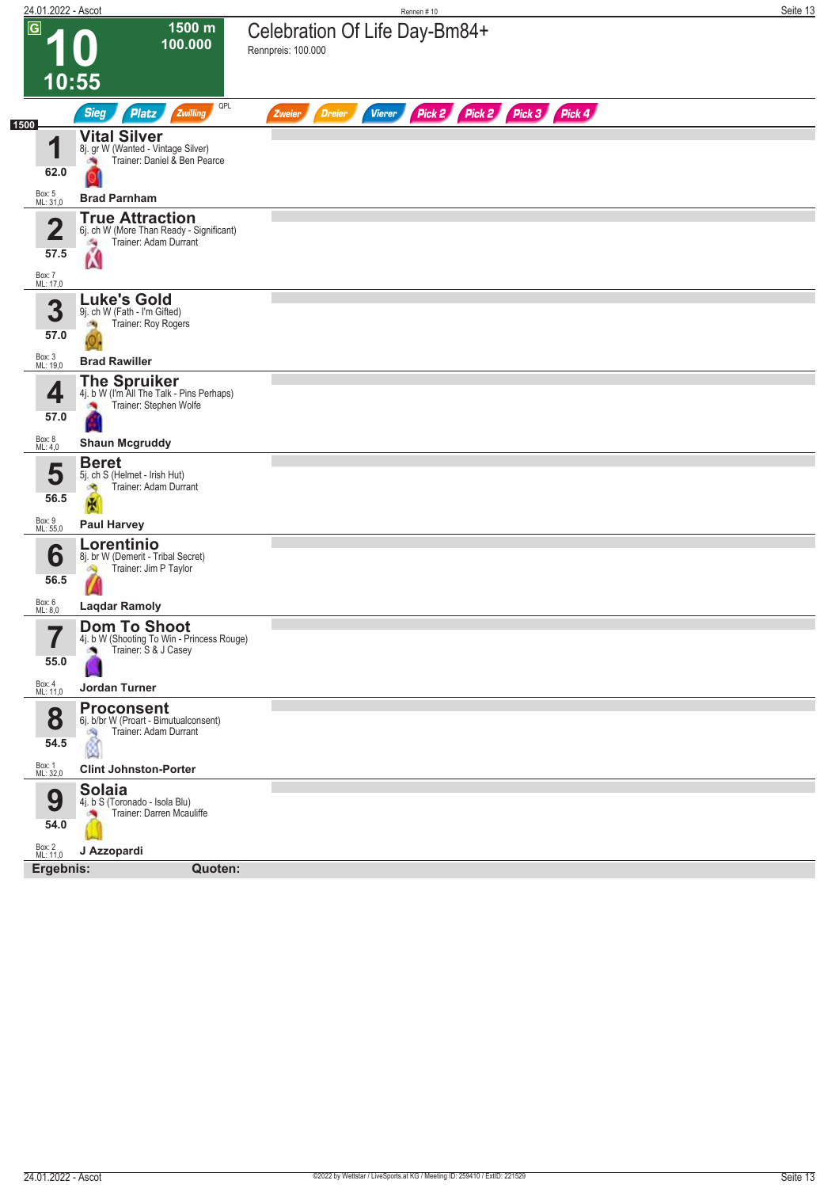# 10

**1500 m**
**100.000**

**10:55**

## Celebration Of Life Day-Bm84+

Rennpreis: 100.000

Sieg | Platz | Zwilling | QPL | Zweier | Dreier | Vierer | Pick 2 | Pick 2 | Pick 3 | Pick 4

**1500**

| Nr. | Gewicht | Pferd | Box | ML |
|---|---|---|---|---|
| 1 | 62.0 | **Vital Silver** 8j. gr W (Wanted - Vintage Silver) Trainer: Daniel & Ben Pearce — **Brad Parnham** | 5 | 31,0 |
| 2 | 57.5 | **True Attraction** 6j. ch W (More Than Ready - Significant) Trainer: Adam Durrant | 7 | 17,0 |
| 3 | 57.0 | **Luke's Gold** 9j. ch W (Fath - I'm Gifted) Trainer: Roy Rogers — **Brad Rawiller** | 3 | 19,0 |
| 4 | 57.0 | **The Spruiker** 4j. b W (I'm All The Talk - Pins Perhaps) Trainer: Stephen Wolfe — **Shaun Mcgruddy** | 8 | 4,0 |
| 5 | 56.5 | **Beret** 5j. ch S (Helmet - Irish Hut) Trainer: Adam Durrant — **Paul Harvey** | 9 | 55,0 |
| 6 | 56.5 | **Lorentinio** 8j. br W (Demerit - Tribal Secret) Trainer: Jim P Taylor — **Laqdar Ramoly** | 6 | 8,0 |
| 7 | 55.0 | **Dom To Shoot** 4j. b W (Shooting To Win - Princess Rouge) Trainer: S & J Casey — **Jordan Turner** | 4 | 11,0 |
| 8 | 54.5 | **Proconsent** 6j. b/br W (Proart - Bimutualconsent) Trainer: Adam Durrant — **Clint Johnston-Porter** | 1 | 32,0 |
| 9 | 54.0 | **Solaia** 4j. b S (Toronado - Isola Blu) Trainer: Darren Mcauliffe — **J Azzopardi** | 2 | 11,0 |

**Ergebnis:** **Quoten:**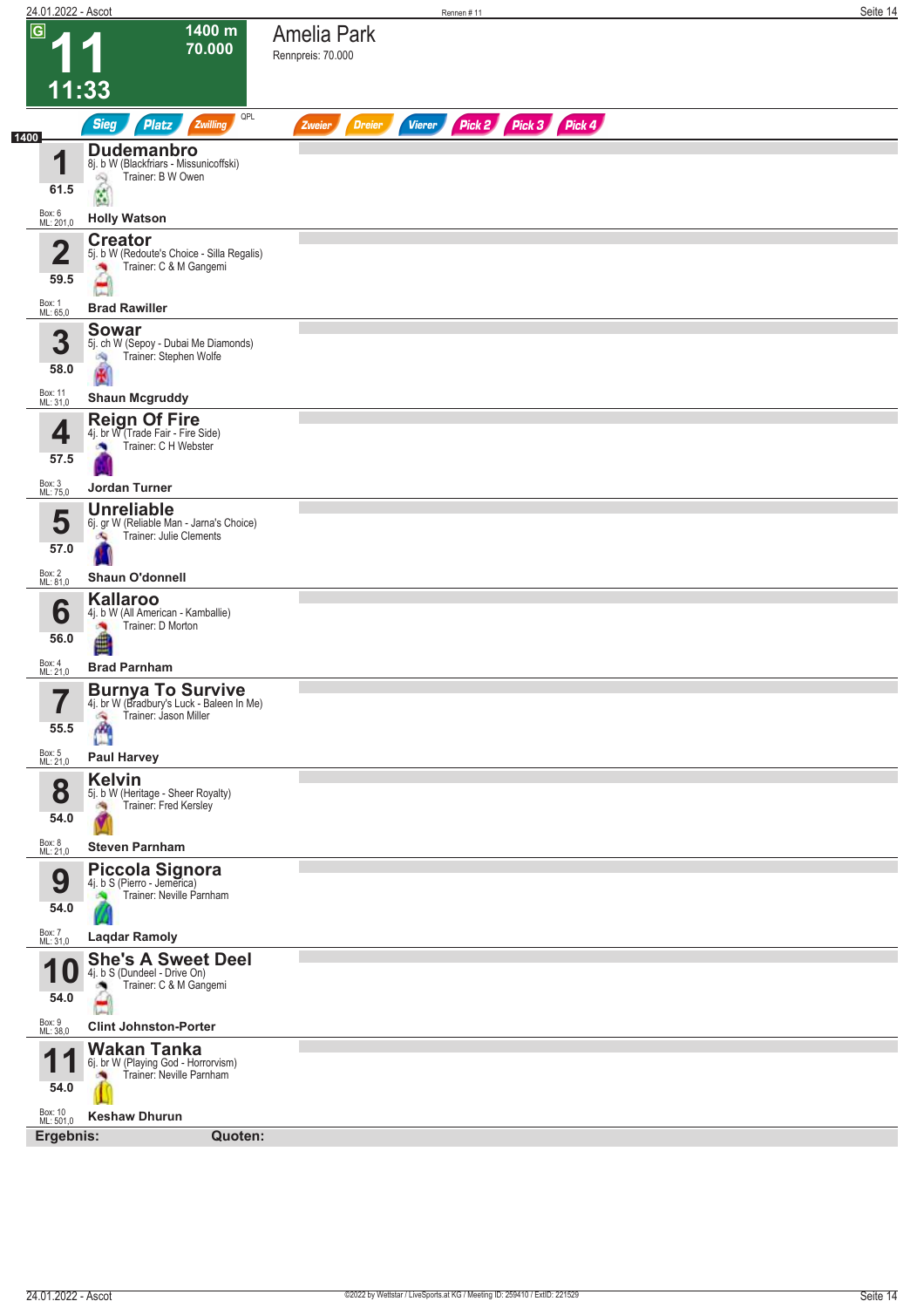# 11

**1400 m**
**70.000**

**11:33**

## Amelia Park

Rennpreis: 70.000

Sieg | Platz | Zwilling | QPL | Zweier | Dreier | Vierer | Pick 2 | Pick 3 | Pick 4

1400

| Nr. | Pferd | Details |
|---|---|---|
| **1** | **Dudemanbro** | 8j. b W (Blackfriars - Missunicoffski) |
| 61.5 | Trainer: B W Owen | |
| Box: 6 ML: 201,0 | **Holly Watson** | |
| **2** | **Creator** | 5j. b W (Redoute's Choice - Silla Regalis) |
| 59.5 | Trainer: C & M Gangemi | |
| Box: 1 ML: 65,0 | **Brad Rawiller** | |
| **3** | **Sowar** | 5j. ch W (Sepoy - Dubai Me Diamonds) |
| 58.0 | Trainer: Stephen Wolfe | |
| Box: 11 ML: 31,0 | **Shaun Mcgruddy** | |
| **4** | **Reign Of Fire** | 4j. br W (Trade Fair - Fire Side) |
| 57.5 | Trainer: C H Webster | |
| Box: 3 ML: 75,0 | **Jordan Turner** | |
| **5** | **Unreliable** | 6j. gr W (Reliable Man - Jarna's Choice) |
| 57.0 | Trainer: Julie Clements | |
| Box: 2 ML: 81,0 | **Shaun O'donnell** | |
| **6** | **Kallaroo** | 4j. b W (All American - Kamballie) |
| 56.0 | Trainer: D Morton | |
| Box: 4 ML: 21,0 | **Brad Parnham** | |
| **7** | **Burnya To Survive** | 4j. br W (Bradbury's Luck - Baleen In Me) |
| 55.5 | Trainer: Jason Miller | |
| Box: 5 ML: 21,0 | **Paul Harvey** | |
| **8** | **Kelvin** | 5j. b W (Heritage - Sheer Royalty) |
| 54.0 | Trainer: Fred Kersley | |
| Box: 8 ML: 21,0 | **Steven Parnham** | |
| **9** | **Piccola Signora** | 4j. b S (Pierro - Jemerica) |
| 54.0 | Trainer: Neville Parnham | |
| Box: 7 ML: 31,0 | **Laqdar Ramoly** | |
| **10** | **She's A Sweet Deel** | 4j. b S (Dundeel - Drive On) |
| 54.0 | Trainer: C & M Gangemi | |
| Box: 9 ML: 38,0 | **Clint Johnston-Porter** | |
| **11** | **Wakan Tanka** | 6j. br W (Playing God - Horrorvism) |
| 54.0 | Trainer: Neville Parnham | |
| Box: 10 ML: 501,0 | **Keshaw Dhurun** | |

**Ergebnis:** **Quoten:**